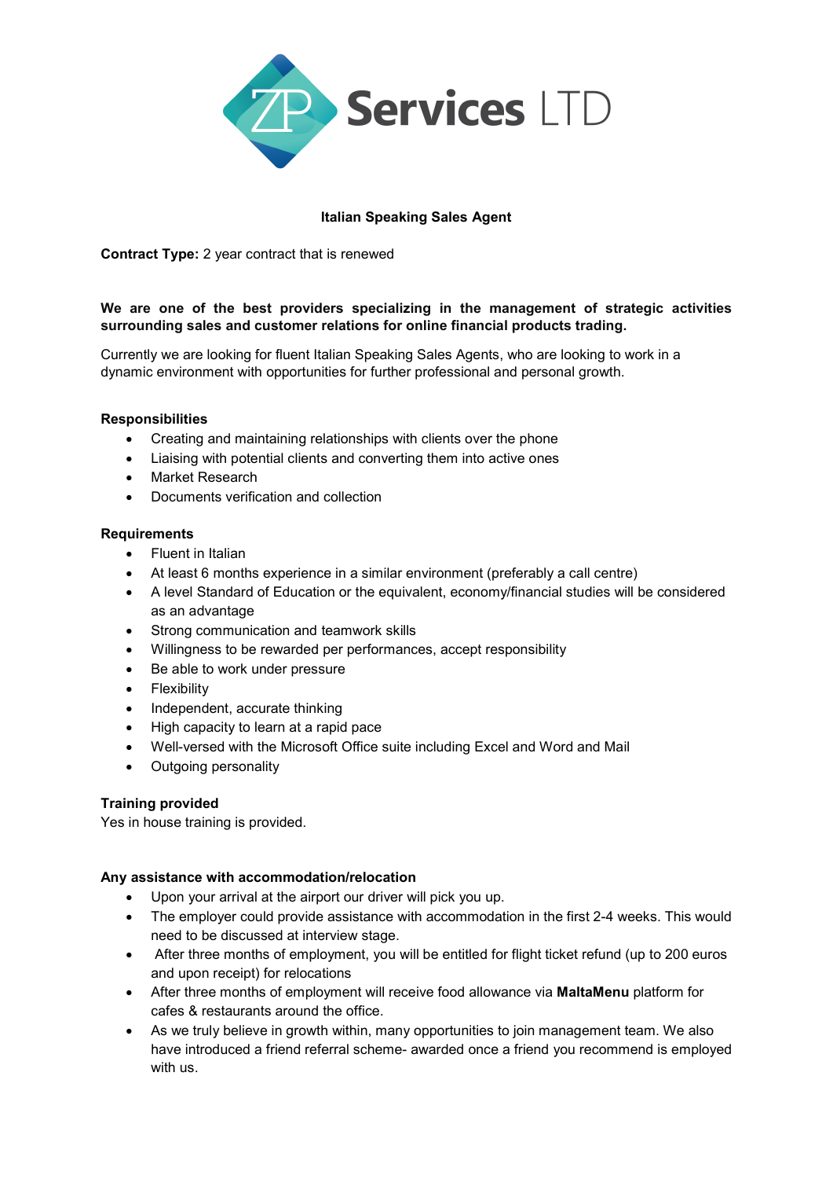ZP Services LTD

# Italian Speaking Sales Agent

**Contract Type:** 2 year contract that is renewed

**We are one of the best providers specializing in the management of strategic activities surrounding sales and customer relations for online financial products trading.**

Currently we are looking for fluent Italian Speaking Sales Agents, who are looking to work in a dynamic environment with opportunities for further professional and personal growth.

**Responsibilities**

- Creating and maintaining relationships with clients over the phone
- Liaising with potential clients and converting them into active ones
- Market Research
- Documents verification and collection

**Requirements**

- Fluent in Italian
- At least 6 months experience in a similar environment (preferably a call centre)
- A level Standard of Education or the equivalent, economy/financial studies will be considered as an advantage
- Strong communication and teamwork skills
- Willingness to be rewarded per performances, accept responsibility
- Be able to work under pressure
- Flexibility
- Independent, accurate thinking
- High capacity to learn at a rapid pace
- Well-versed with the Microsoft Office suite including Excel and Word and Mail
- Outgoing personality

**Training provided**

Yes in house training is provided.

**Any assistance with accommodation/relocation**

- Upon your arrival at the airport our driver will pick you up.
- The employer could provide assistance with accommodation in the first 2-4 weeks. This would need to be discussed at interview stage.
- After three months of employment, you will be entitled for flight ticket refund (up to 200 euros and upon receipt) for relocations
- After three months of employment will receive food allowance via **MaltaMenu** platform for cafes & restaurants around the office.
- As we truly believe in growth within, many opportunities to join management team. We also have introduced a friend referral scheme- awarded once a friend you recommend is employed with us.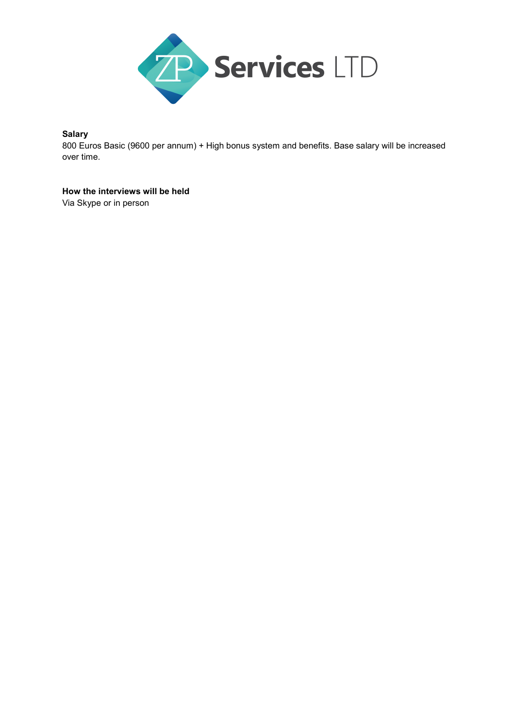ZP Services LTD

**Salary**
800 Euros Basic (9600 per annum) + High bonus system and benefits. Base salary will be increased over time.

**How the interviews will be held**
Via Skype or in person